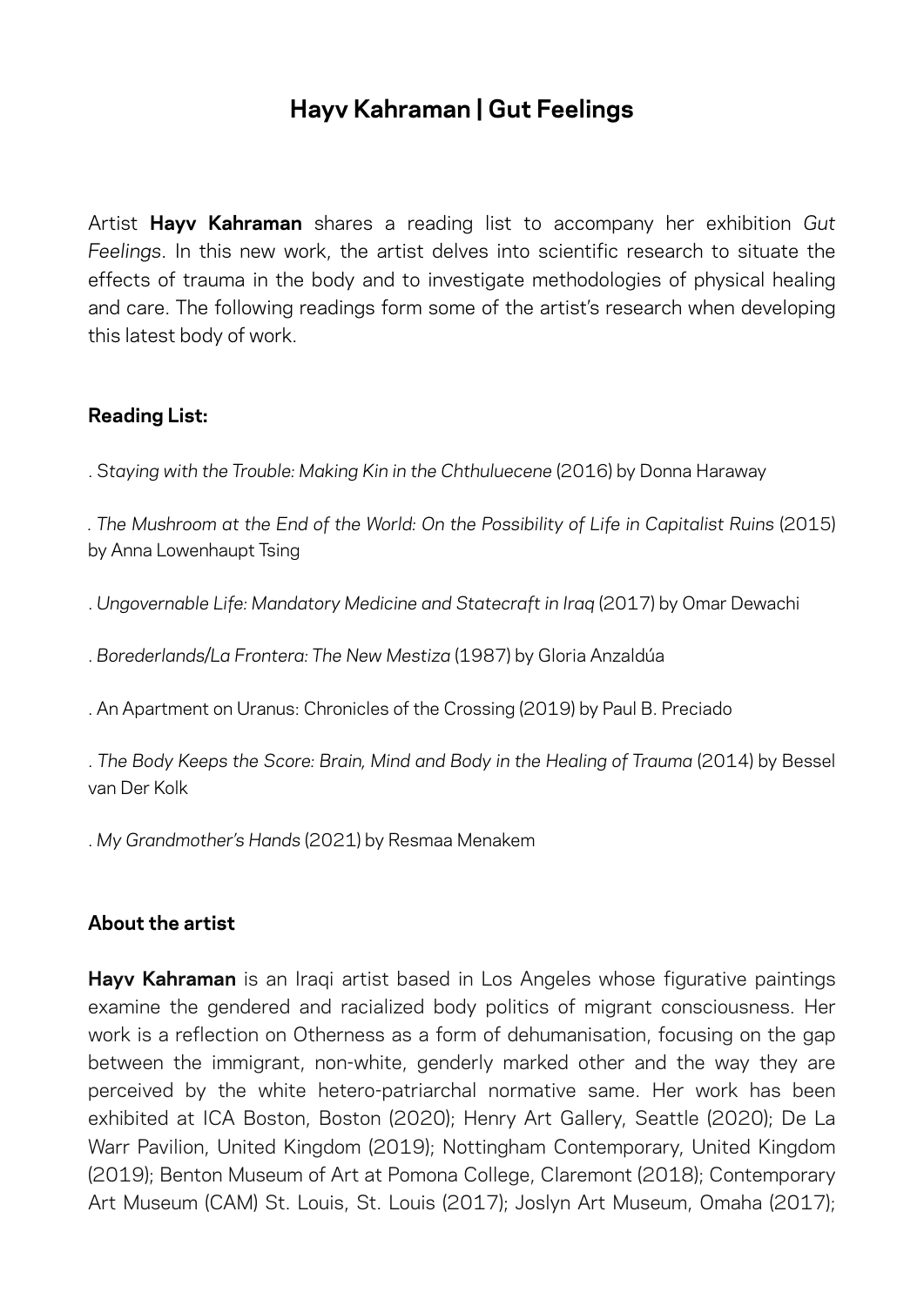# Hayv Kahraman | Gut Feelings

Artist **Hayv Kahraman** shares a reading list to accompany her exhibition *Gut Feelings*. In this new work, the artist delves into scientific research to situate the effects of trauma in the body and to investigate methodologies of physical healing and care. The following readings form some of the artist's research when developing this latest body of work.

**Reading List:**

. *Staying with the Trouble: Making Kin in the Chthuluecene* (2016) by Donna Haraway

. *The Mushroom at the End of the World: On the Possibility of Life in Capitalist Ruins* (2015) by Anna Lowenhaupt Tsing

. *Ungovernable Life: Mandatory Medicine and Statecraft in Iraq* (2017) by Omar Dewachi

. *Borederlands/La Frontera: The New Mestiza* (1987) by Gloria Anzaldúa

. An Apartment on Uranus: Chronicles of the Crossing (2019) by Paul B. Preciado

. *The Body Keeps the Score: Brain, Mind and Body in the Healing of Trauma* (2014) by Bessel van Der Kolk

. *My Grandmother's Hands* (2021) by Resmaa Menakem

**About the artist**

**Hayv Kahraman** is an Iraqi artist based in Los Angeles whose figurative paintings examine the gendered and racialized body politics of migrant consciousness. Her work is a reflection on Otherness as a form of dehumanisation, focusing on the gap between the immigrant, non-white, genderly marked other and the way they are perceived by the white hetero-patriarchal normative same. Her work has been exhibited at ICA Boston, Boston (2020); Henry Art Gallery, Seattle (2020); De La Warr Pavilion, United Kingdom (2019); Nottingham Contemporary, United Kingdom (2019); Benton Museum of Art at Pomona College, Claremont (2018); Contemporary Art Museum (CAM) St. Louis, St. Louis (2017); Joslyn Art Museum, Omaha (2017);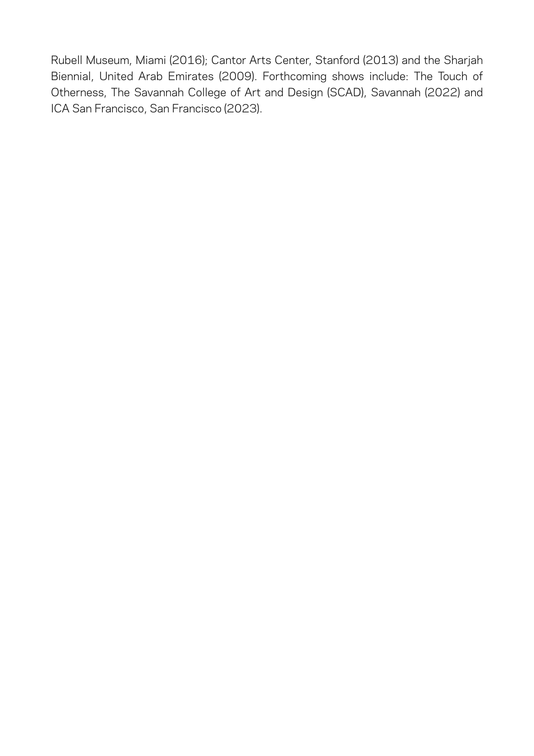Rubell Museum, Miami (2016); Cantor Arts Center, Stanford (2013) and the Sharjah Biennial, United Arab Emirates (2009). Forthcoming shows include: The Touch of Otherness, The Savannah College of Art and Design (SCAD), Savannah (2022) and ICA San Francisco, San Francisco (2023).